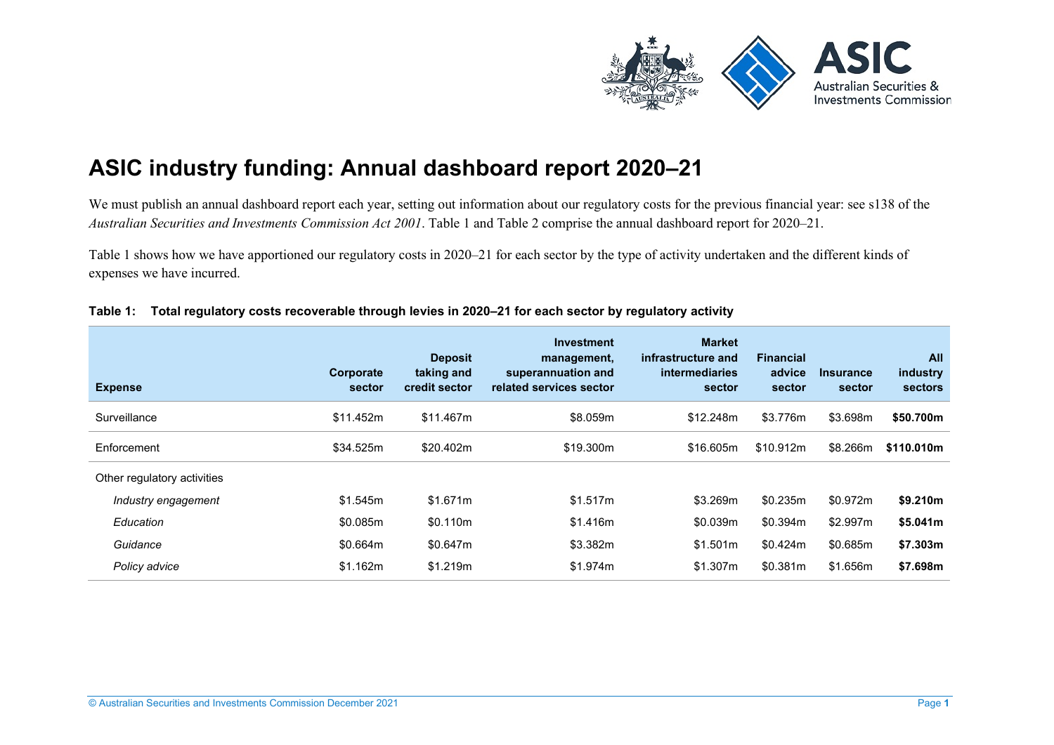# ASIC industry funding: Annual dashboard report 2020–21

We must publish an annual dashboard report each year, setting out information about our regulatory costs for the previous financial year: see s138 of the *Australian Securities and Investments Commission Act 2001*. Table 1 and Table 2 comprise the annual dashboard report for 2020–21.

Table 1 shows how we have apportioned our regulatory costs in 2020–21 for each sector by the type of activity undertaken and the different kinds of expenses we have incurred.

**Table 1: Total regulatory costs recoverable through levies in 2020–21 for each sector by regulatory activity**

| Expense | Corporate sector | Deposit taking and credit sector | Investment management, superannuation and related services sector | Market infrastructure and intermediaries sector | Financial advice sector | Insurance sector | All industry sectors |
|---|---|---|---|---|---|---|---|
| Surveillance | $11.452m | $11.467m | $8.059m | $12.248m | $3.776m | $3.698m | **$50.700m** |
| Enforcement | $34.525m | $20.402m | $19.300m | $16.605m | $10.912m | $8.266m | **$110.010m** |
| Other regulatory activities | | | | | | | |
| *Industry engagement* | $1.545m | $1.671m | $1.517m | $3.269m | $0.235m | $0.972m | **$9.210m** |
| *Education* | $0.085m | $0.110m | $1.416m | $0.039m | $0.394m | $2.997m | **$5.041m** |
| *Guidance* | $0.664m | $0.647m | $3.382m | $1.501m | $0.424m | $0.685m | **$7.303m** |
| *Policy advice* | $1.162m | $1.219m | $1.974m | $1.307m | $0.381m | $1.656m | **$7.698m** |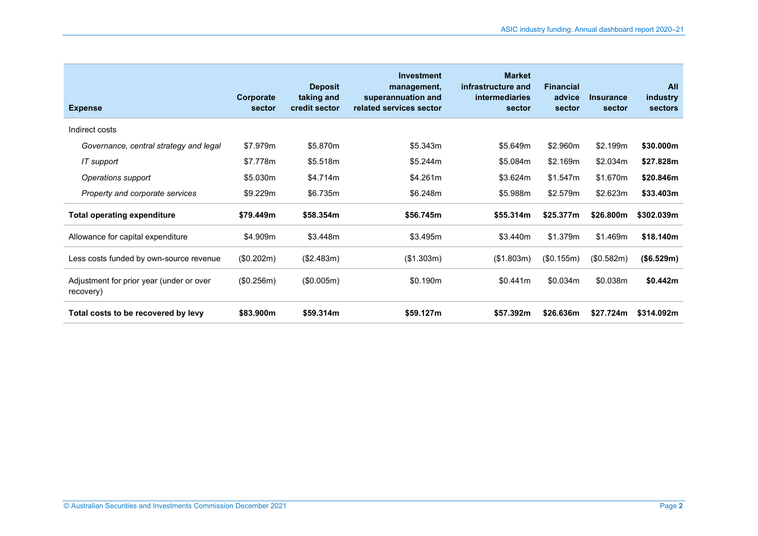| Expense | Corporate sector | Deposit taking and credit sector | Investment management, superannuation and related services sector | Market infrastructure and intermediaries sector | Financial advice sector | Insurance sector | All industry sectors |
|---|---|---|---|---|---|---|---|
| Indirect costs | | | | | | | |
| *Governance, central strategy and legal* | $7.979m | $5.870m | $5.343m | $5.649m | $2.960m | $2.199m | **$30.000m** |
| *IT support* | $7.778m | $5.518m | $5.244m | $5.084m | $2.169m | $2.034m | **$27.828m** |
| *Operations support* | $5.030m | $4.714m | $4.261m | $3.624m | $1.547m | $1.670m | **$20.846m** |
| *Property and corporate services* | $9.229m | $6.735m | $6.248m | $5.988m | $2.579m | $2.623m | **$33.403m** |
| **Total operating expenditure** | **$79.449m** | **$58.354m** | **$56.745m** | **$55.314m** | **$25.377m** | **$26.800m** | **$302.039m** |
| Allowance for capital expenditure | $4.909m | $3.448m | $3.495m | $3.440m | $1.379m | $1.469m | **$18.140m** |
| Less costs funded by own-source revenue | ($0.202m) | ($2.483m) | ($1.303m) | ($1.803m) | ($0.155m) | ($0.582m) | **($6.529m)** |
| Adjustment for prior year (under or over recovery) | ($0.256m) | ($0.005m) | $0.190m | $0.441m | $0.034m | $0.038m | **$0.442m** |
| **Total costs to be recovered by levy** | **$83.900m** | **$59.314m** | **$59.127m** | **$57.392m** | **$26.636m** | **$27.724m** | **$314.092m** |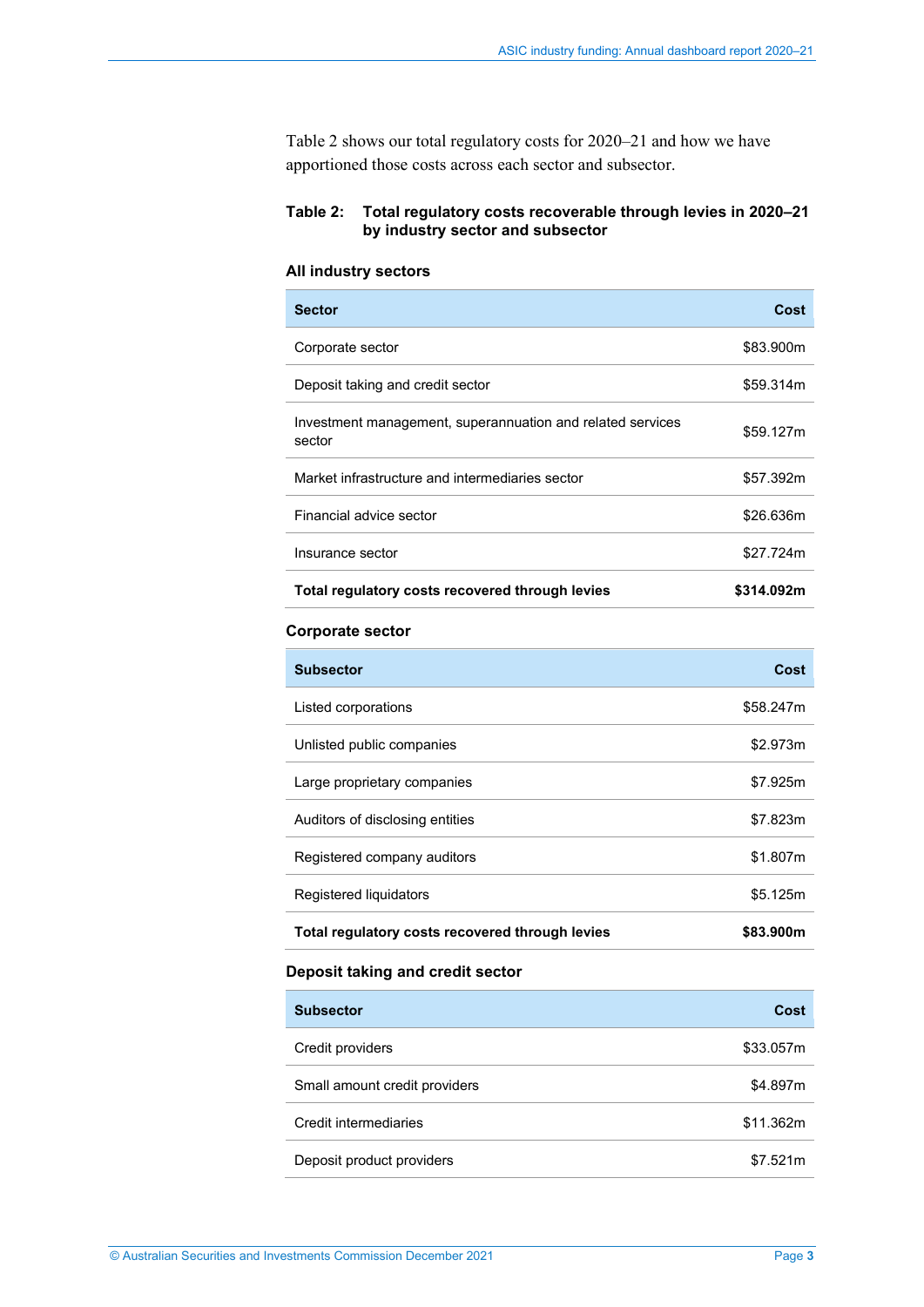Table 2 shows our total regulatory costs for 2020–21 and how we have apportioned those costs across each sector and subsector.

**Table 2: Total regulatory costs recoverable through levies in 2020–21 by industry sector and subsector**

### All industry sectors

| Sector | Cost |
|---|---|
| Corporate sector | $83.900m |
| Deposit taking and credit sector | $59.314m |
| Investment management, superannuation and related services sector | $59.127m |
| Market infrastructure and intermediaries sector | $57.392m |
| Financial advice sector | $26.636m |
| Insurance sector | $27.724m |
| **Total regulatory costs recovered through levies** | **$314.092m** |

### Corporate sector

| Subsector | Cost |
|---|---|
| Listed corporations | $58.247m |
| Unlisted public companies | $2.973m |
| Large proprietary companies | $7.925m |
| Auditors of disclosing entities | $7.823m |
| Registered company auditors | $1.807m |
| Registered liquidators | $5.125m |
| **Total regulatory costs recovered through levies** | **$83.900m** |

### Deposit taking and credit sector

| Subsector | Cost |
|---|---|
| Credit providers | $33.057m |
| Small amount credit providers | $4.897m |
| Credit intermediaries | $11.362m |
| Deposit product providers | $7.521m |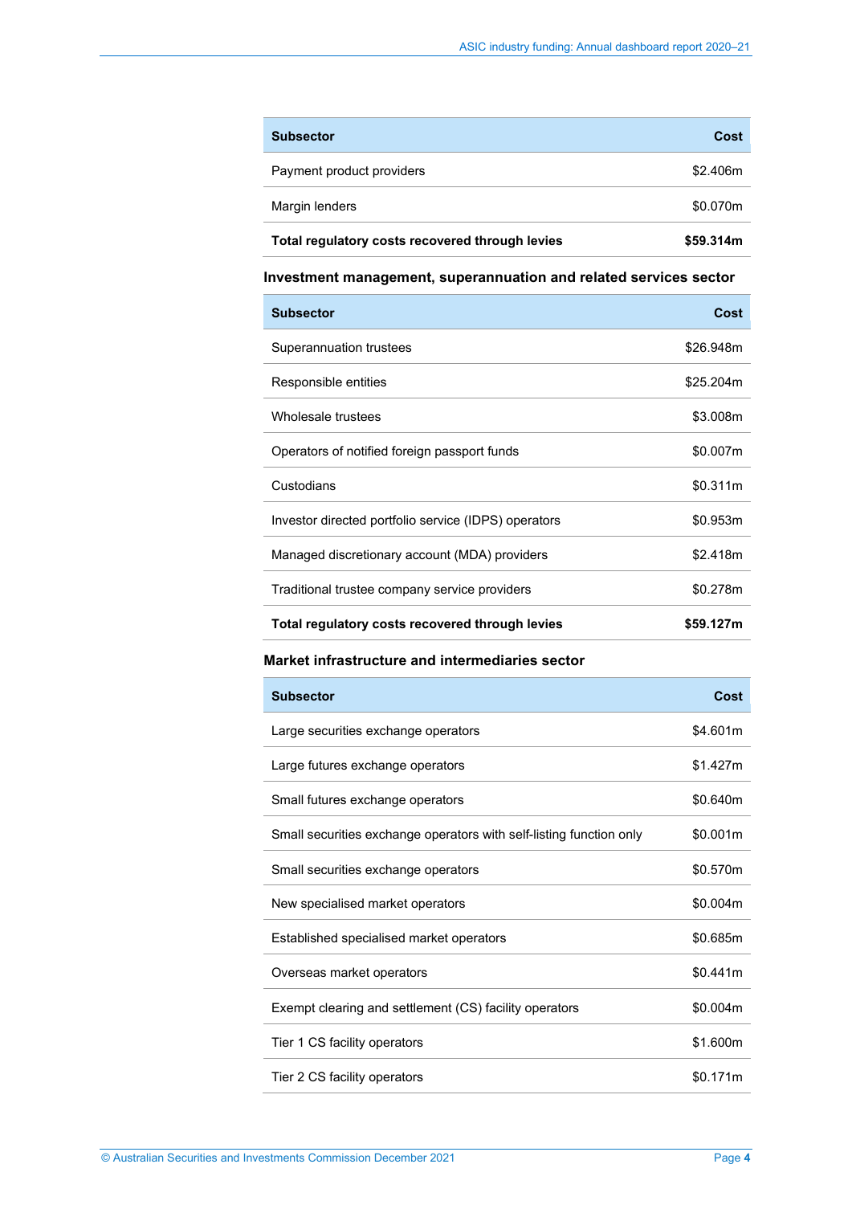| Subsector | Cost |
| --- | --- |
| Payment product providers | $2.406m |
| Margin lenders | $0.070m |
| **Total regulatory costs recovered through levies** | **$59.314m** |

### Investment management, superannuation and related services sector

| Subsector | Cost |
| --- | --- |
| Superannuation trustees | $26.948m |
| Responsible entities | $25.204m |
| Wholesale trustees | $3.008m |
| Operators of notified foreign passport funds | $0.007m |
| Custodians | $0.311m |
| Investor directed portfolio service (IDPS) operators | $0.953m |
| Managed discretionary account (MDA) providers | $2.418m |
| Traditional trustee company service providers | $0.278m |
| **Total regulatory costs recovered through levies** | **$59.127m** |

### Market infrastructure and intermediaries sector

| Subsector | Cost |
| --- | --- |
| Large securities exchange operators | $4.601m |
| Large futures exchange operators | $1.427m |
| Small futures exchange operators | $0.640m |
| Small securities exchange operators with self-listing function only | $0.001m |
| Small securities exchange operators | $0.570m |
| New specialised market operators | $0.004m |
| Established specialised market operators | $0.685m |
| Overseas market operators | $0.441m |
| Exempt clearing and settlement (CS) facility operators | $0.004m |
| Tier 1 CS facility operators | $1.600m |
| Tier 2 CS facility operators | $0.171m |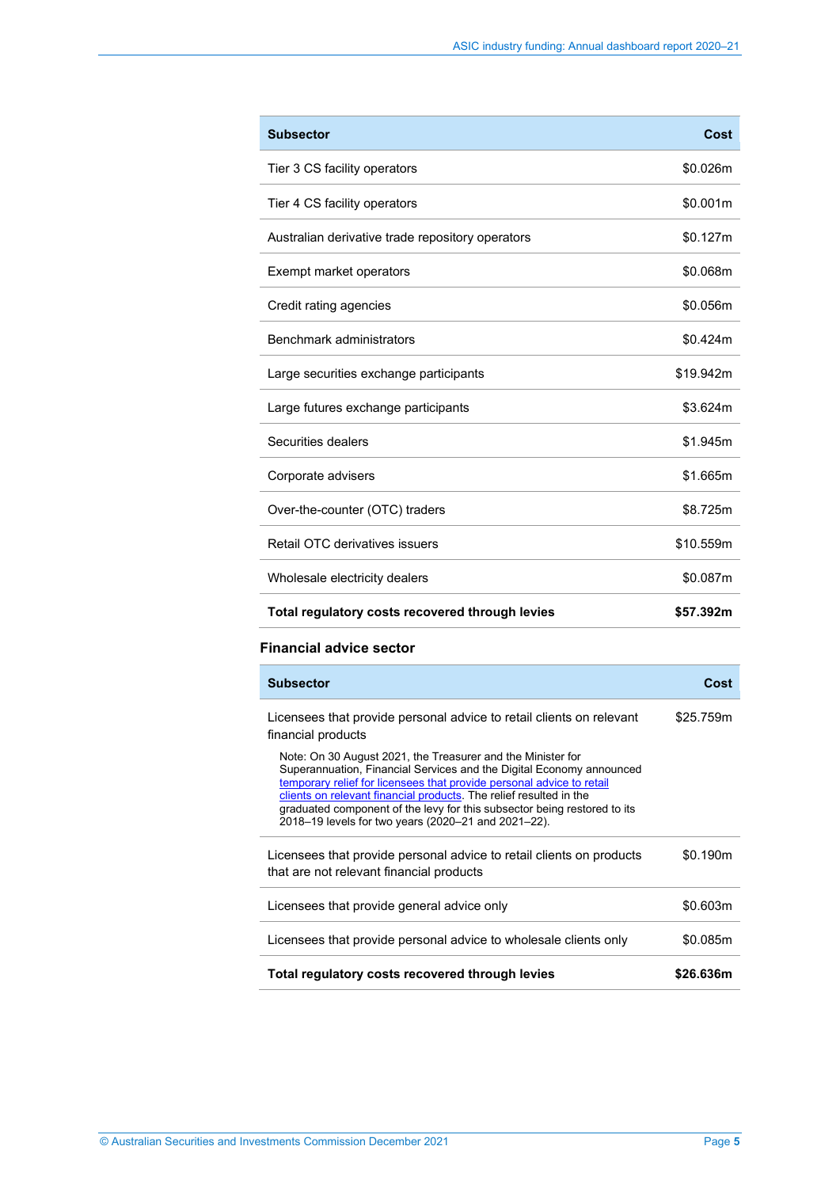| Subsector | Cost |
|---|---|
| Tier 3 CS facility operators | $0.026m |
| Tier 4 CS facility operators | $0.001m |
| Australian derivative trade repository operators | $0.127m |
| Exempt market operators | $0.068m |
| Credit rating agencies | $0.056m |
| Benchmark administrators | $0.424m |
| Large securities exchange participants | $19.942m |
| Large futures exchange participants | $3.624m |
| Securities dealers | $1.945m |
| Corporate advisers | $1.665m |
| Over-the-counter (OTC) traders | $8.725m |
| Retail OTC derivatives issuers | $10.559m |
| Wholesale electricity dealers | $0.087m |
| **Total regulatory costs recovered through levies** | **$57.392m** |

### Financial advice sector

| Subsector | Cost |
|---|---|
| Licensees that provide personal advice to retail clients on relevant financial products<br><br>Note: On 30 August 2021, the Treasurer and the Minister for Superannuation, Financial Services and the Digital Economy announced temporary relief for licensees that provide personal advice to retail clients on relevant financial products. The relief resulted in the graduated component of the levy for this subsector being restored to its 2018–19 levels for two years (2020–21 and 2021–22). | $25.759m |
| Licensees that provide personal advice to retail clients on products that are not relevant financial products | $0.190m |
| Licensees that provide general advice only | $0.603m |
| Licensees that provide personal advice to wholesale clients only | $0.085m |
| **Total regulatory costs recovered through levies** | **$26.636m** |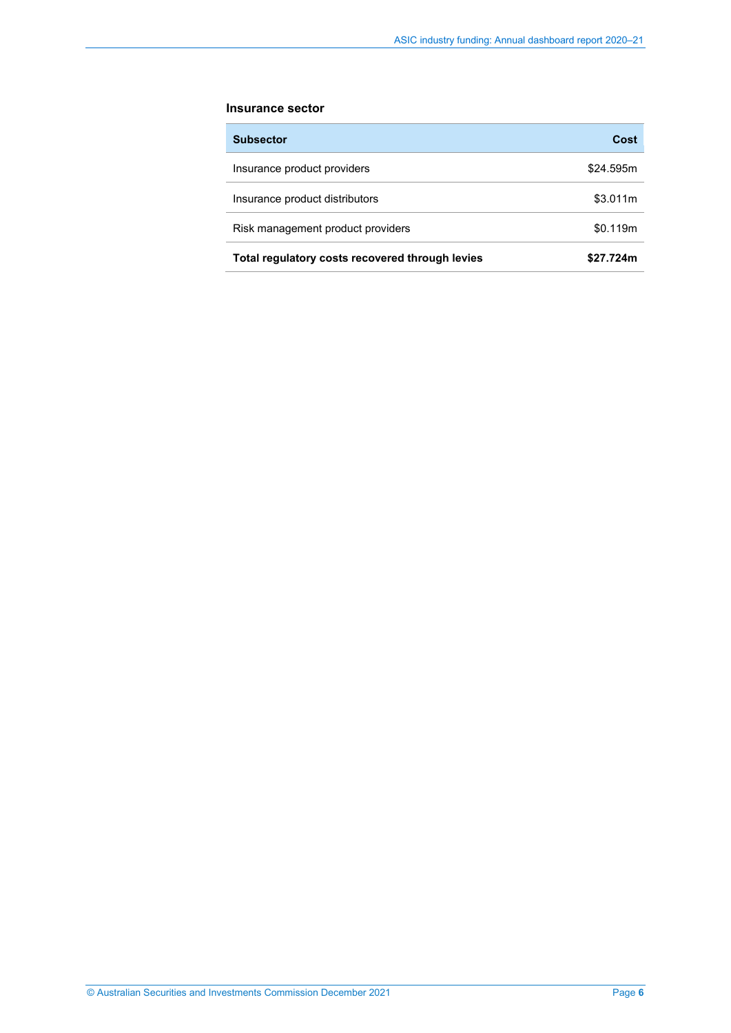### Insurance sector

| Subsector | Cost |
|---|---|
| Insurance product providers | $24.595m |
| Insurance product distributors | $3.011m |
| Risk management product providers | $0.119m |
| **Total regulatory costs recovered through levies** | **$27.724m** |